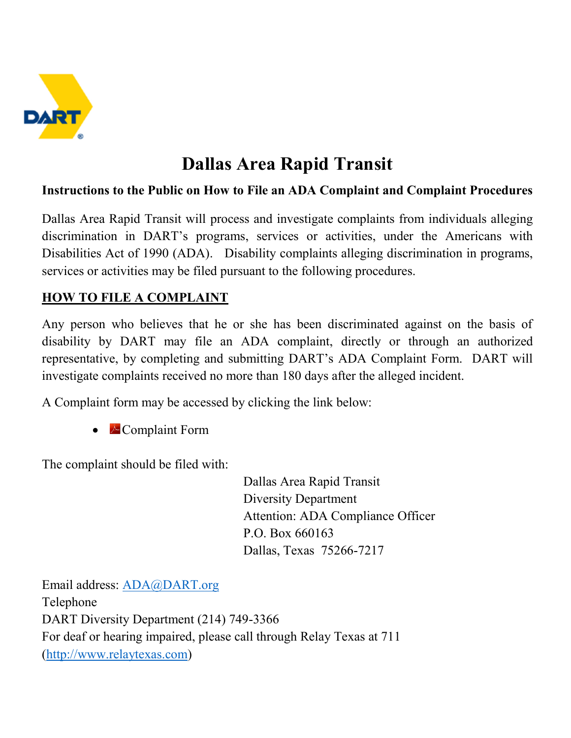# Dallas Area Rapid Transit

**Instructions to the Public on How to File an ADA Complaint and Complaint Procedures**

Dallas Area Rapid Transit will process and investigate complaints from individuals alleging discrimination in DART's programs, services or activities, under the Americans with Disabilities Act of 1990 (ADA). Disability complaints alleging discrimination in programs, services or activities may be filed pursuant to the following procedures.

## HOW TO FILE A COMPLAINT

Any person who believes that he or she has been discriminated against on the basis of disability by DART may file an ADA complaint, directly or through an authorized representative, by completing and submitting DART's ADA Complaint Form. DART will investigate complaints received no more than 180 days after the alleged incident.

A Complaint form may be accessed by clicking the link below:

- Complaint Form

The complaint should be filed with:

Dallas Area Rapid Transit
Diversity Department
Attention: ADA Compliance Officer
P.O. Box 660163
Dallas, Texas 75266-7217

Email address: ADA@DART.org
Telephone
DART Diversity Department (214) 749-3366
For deaf or hearing impaired, please call through Relay Texas at 711
(http://www.relaytexas.com)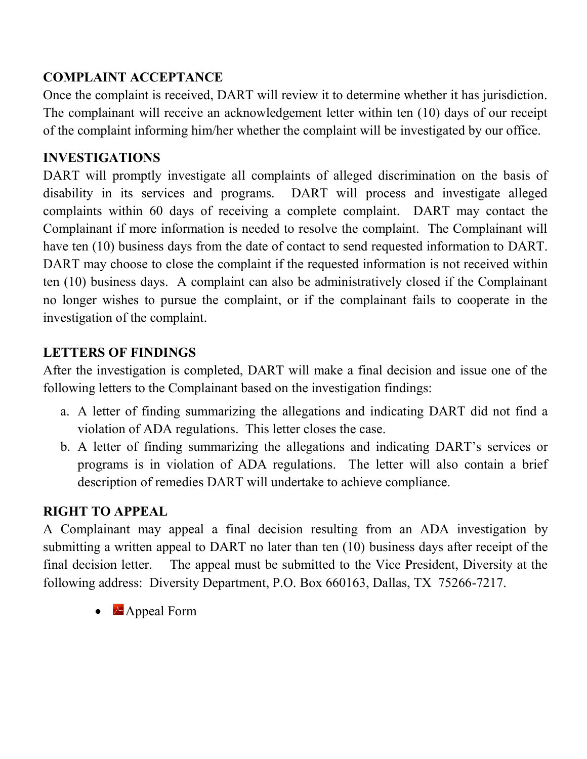## COMPLAINT ACCEPTANCE

Once the complaint is received, DART will review it to determine whether it has jurisdiction. The complainant will receive an acknowledgement letter within ten (10) days of our receipt of the complaint informing him/her whether the complaint will be investigated by our office.

## INVESTIGATIONS

DART will promptly investigate all complaints of alleged discrimination on the basis of disability in its services and programs. DART will process and investigate alleged complaints within 60 days of receiving a complete complaint. DART may contact the Complainant if more information is needed to resolve the complaint. The Complainant will have ten (10) business days from the date of contact to send requested information to DART. DART may choose to close the complaint if the requested information is not received within ten (10) business days. A complaint can also be administratively closed if the Complainant no longer wishes to pursue the complaint, or if the complainant fails to cooperate in the investigation of the complaint.

## LETTERS OF FINDINGS

After the investigation is completed, DART will make a final decision and issue one of the following letters to the Complainant based on the investigation findings:

a. A letter of finding summarizing the allegations and indicating DART did not find a violation of ADA regulations. This letter closes the case.
b. A letter of finding summarizing the allegations and indicating DART's services or programs is in violation of ADA regulations. The letter will also contain a brief description of remedies DART will undertake to achieve compliance.

## RIGHT TO APPEAL

A Complainant may appeal a final decision resulting from an ADA investigation by submitting a written appeal to DART no later than ten (10) business days after receipt of the final decision letter. The appeal must be submitted to the Vice President, Diversity at the following address: Diversity Department, P.O. Box 660163, Dallas, TX 75266-7217.

- Appeal Form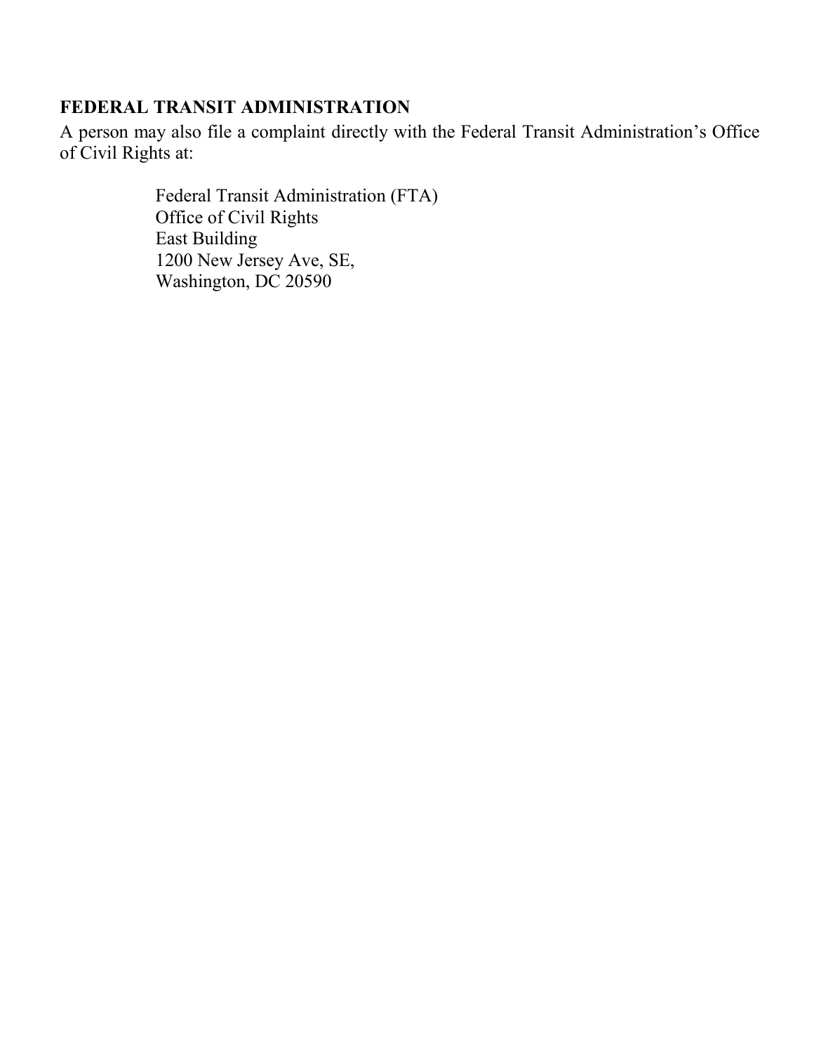**FEDERAL TRANSIT ADMINISTRATION**

A person may also file a complaint directly with the Federal Transit Administration's Office of Civil Rights at:

> Federal Transit Administration (FTA)  
> Office of Civil Rights  
> East Building  
> 1200 New Jersey Ave, SE,  
> Washington, DC 20590